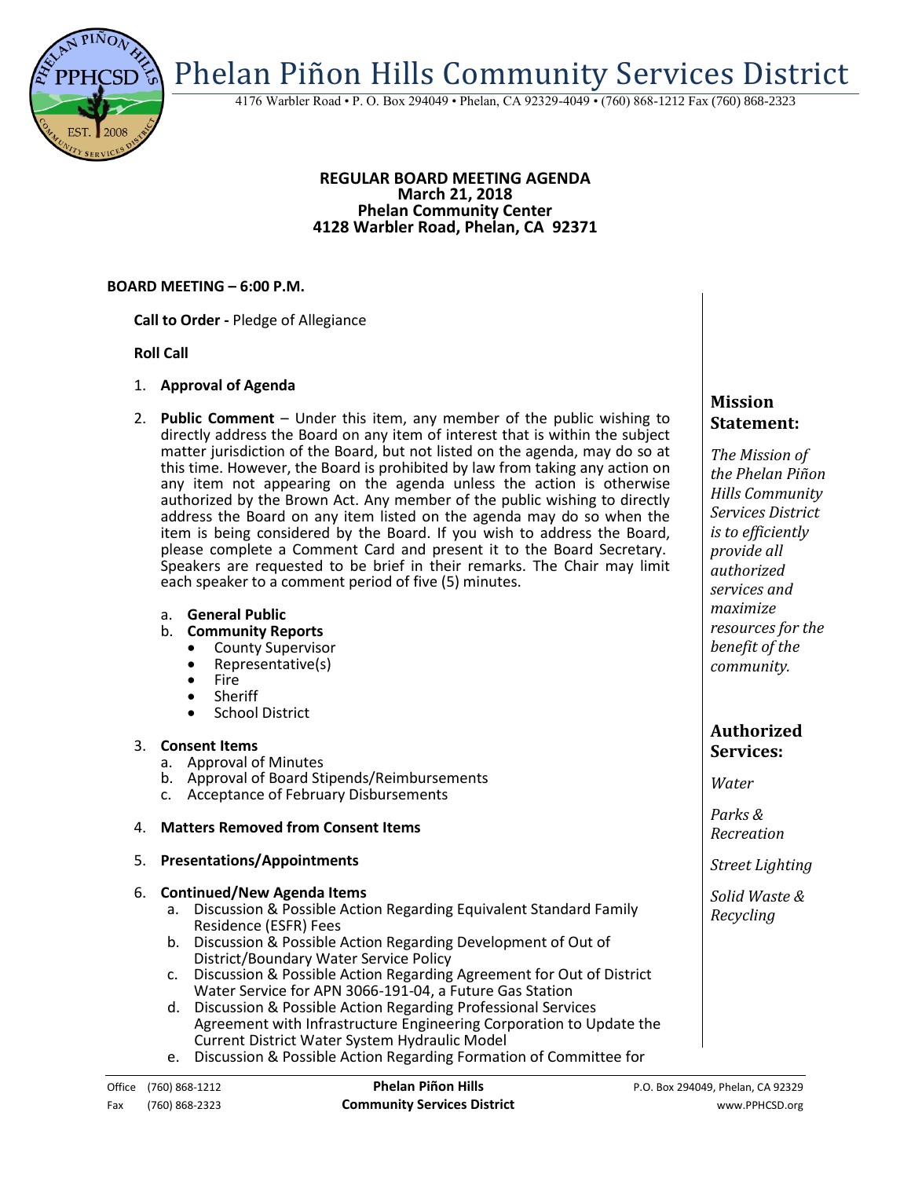# Phelan Piñon Hills Community Services District

4176 Warbler Road • P. O. Box 294049 • Phelan, CA 92329-4049 • (760) 868-1212 Fax (760) 868-2323

**REGULAR BOARD MEETING AGENDA**
**March 21, 2018**
**Phelan Community Center**
**4128 Warbler Road, Phelan, CA 92371**

**BOARD MEETING – 6:00 P.M.**

**Call to Order -** Pledge of Allegiance

**Roll Call**

1. **Approval of Agenda**

2. **Public Comment** – Under this item, any member of the public wishing to directly address the Board on any item of interest that is within the subject matter jurisdiction of the Board, but not listed on the agenda, may do so at this time. However, the Board is prohibited by law from taking any action on any item not appearing on the agenda unless the action is otherwise authorized by the Brown Act. Any member of the public wishing to directly address the Board on any item listed on the agenda may do so when the item is being considered by the Board. If you wish to address the Board, please complete a Comment Card and present it to the Board Secretary. Speakers are requested to be brief in their remarks. The Chair may limit each speaker to a comment period of five (5) minutes.

   a. **General Public**
   b. **Community Reports**
      - County Supervisor
      - Representative(s)
      - Fire
      - Sheriff
      - School District

3. **Consent Items**
   a. Approval of Minutes
   b. Approval of Board Stipends/Reimbursements
   c. Acceptance of February Disbursements

4. **Matters Removed from Consent Items**

5. **Presentations/Appointments**

6. **Continued/New Agenda Items**
   a. Discussion & Possible Action Regarding Equivalent Standard Family Residence (ESFR) Fees
   b. Discussion & Possible Action Regarding Development of Out of District/Boundary Water Service Policy
   c. Discussion & Possible Action Regarding Agreement for Out of District Water Service for APN 3066-191-04, a Future Gas Station
   d. Discussion & Possible Action Regarding Professional Services Agreement with Infrastructure Engineering Corporation to Update the Current District Water System Hydraulic Model
   e. Discussion & Possible Action Regarding Formation of Committee for

## Mission Statement:

*The Mission of the Phelan Piñon Hills Community Services District is to efficiently provide all authorized services and maximize resources for the benefit of the community.*

## Authorized Services:

*Water*

*Parks & Recreation*

*Street Lighting*

*Solid Waste & Recycling*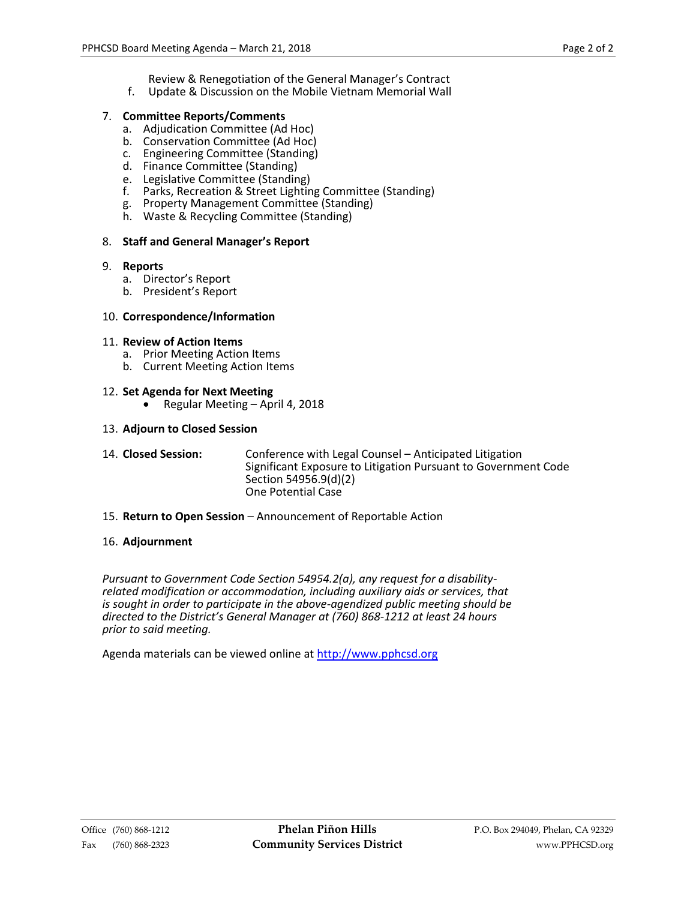Review & Renegotiation of the General Manager's Contract

f. Update & Discussion on the Mobile Vietnam Memorial Wall

7. **Committee Reports/Comments**
   a. Adjudication Committee (Ad Hoc)
   b. Conservation Committee (Ad Hoc)
   c. Engineering Committee (Standing)
   d. Finance Committee (Standing)
   e. Legislative Committee (Standing)
   f. Parks, Recreation & Street Lighting Committee (Standing)
   g. Property Management Committee (Standing)
   h. Waste & Recycling Committee (Standing)

8. **Staff and General Manager's Report**

9. **Reports**
   a. Director's Report
   b. President's Report

10. **Correspondence/Information**

11. **Review of Action Items**
    a. Prior Meeting Action Items
    b. Current Meeting Action Items

12. **Set Agenda for Next Meeting**
    - Regular Meeting – April 4, 2018

13. **Adjourn to Closed Session**

14. **Closed Session:** Conference with Legal Counsel – Anticipated Litigation
    Significant Exposure to Litigation Pursuant to Government Code Section 54956.9(d)(2)
    One Potential Case

15. **Return to Open Session** – Announcement of Reportable Action

16. **Adjournment**

*Pursuant to Government Code Section 54954.2(a), any request for a disability-related modification or accommodation, including auxiliary aids or services, that is sought in order to participate in the above-agendized public meeting should be directed to the District's General Manager at (760) 868-1212 at least 24 hours prior to said meeting.*

Agenda materials can be viewed online at http://www.pphcsd.org